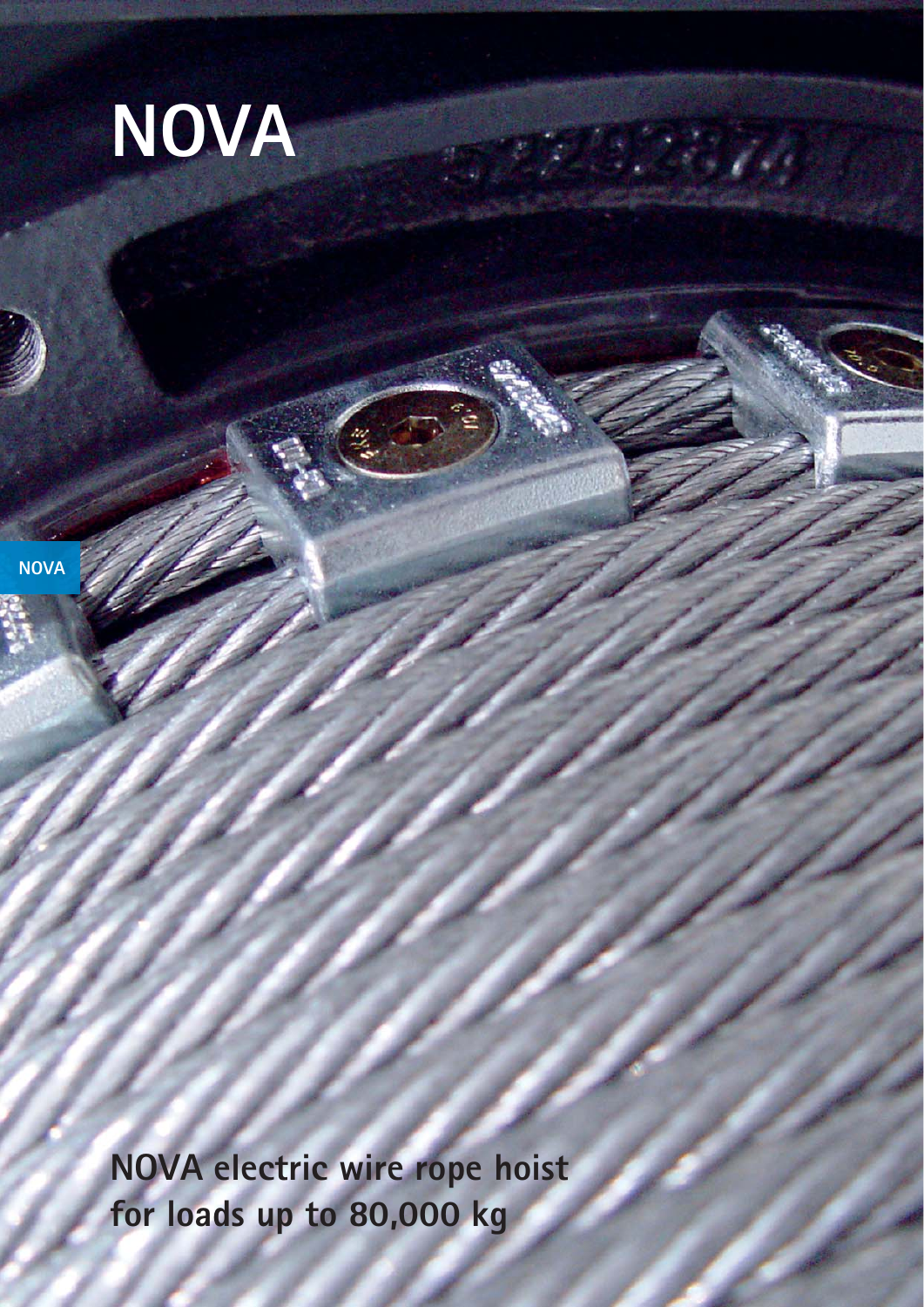# NOVA

NOVA

**NOVA electric wire rope hoist for loads up to 80,000 kg**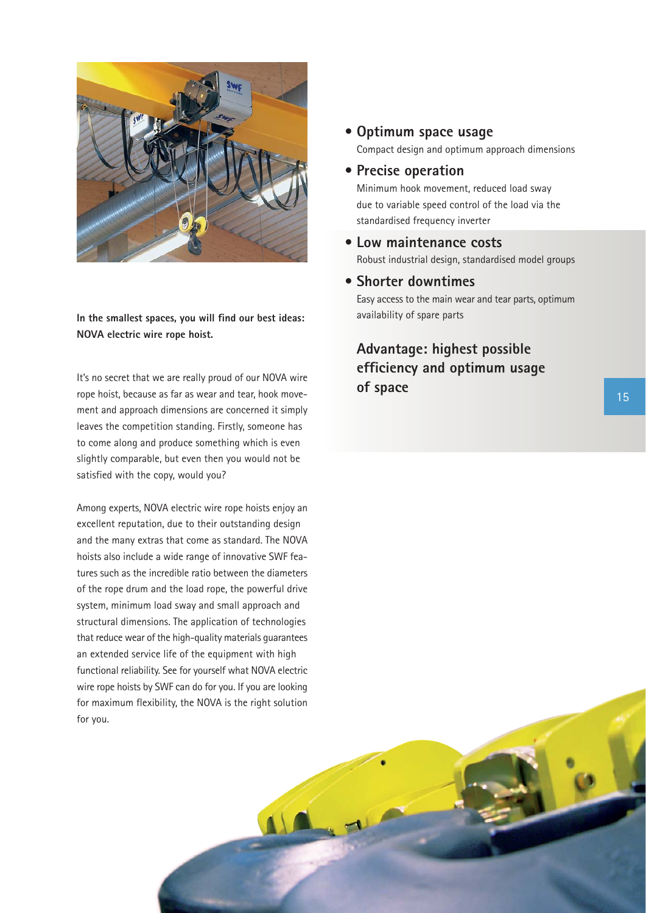**In the smallest spaces, you will find our best ideas: NOVA electric wire rope hoist.**

It's no secret that we are really proud of our NOVA wire rope hoist, because as far as wear and tear, hook movement and approach dimensions are concerned it simply leaves the competition standing. Firstly, someone has to come along and produce something which is even slightly comparable, but even then you would not be satisfied with the copy, would you?

Among experts, NOVA electric wire rope hoists enjoy an excellent reputation, due to their outstanding design and the many extras that come as standard. The NOVA hoists also include a wide range of innovative SWF features such as the incredible ratio between the diameters of the rope drum and the load rope, the powerful drive system, minimum load sway and small approach and structural dimensions. The application of technologies that reduce wear of the high-quality materials guarantees an extended service life of the equipment with high functional reliability. See for yourself what NOVA electric wire rope hoists by SWF can do for you. If you are looking for maximum flexibility, the NOVA is the right solution for you.

- **Optimum space usage**
  Compact design and optimum approach dimensions
- **Precise operation**
  Minimum hook movement, reduced load sway due to variable speed control of the load via the standardised frequency inverter
- **Low maintenance costs**
  Robust industrial design, standardised model groups
- **Shorter downtimes**
  Easy access to the main wear and tear parts, optimum availability of spare parts

## Advantage: highest possible efficiency and optimum usage of space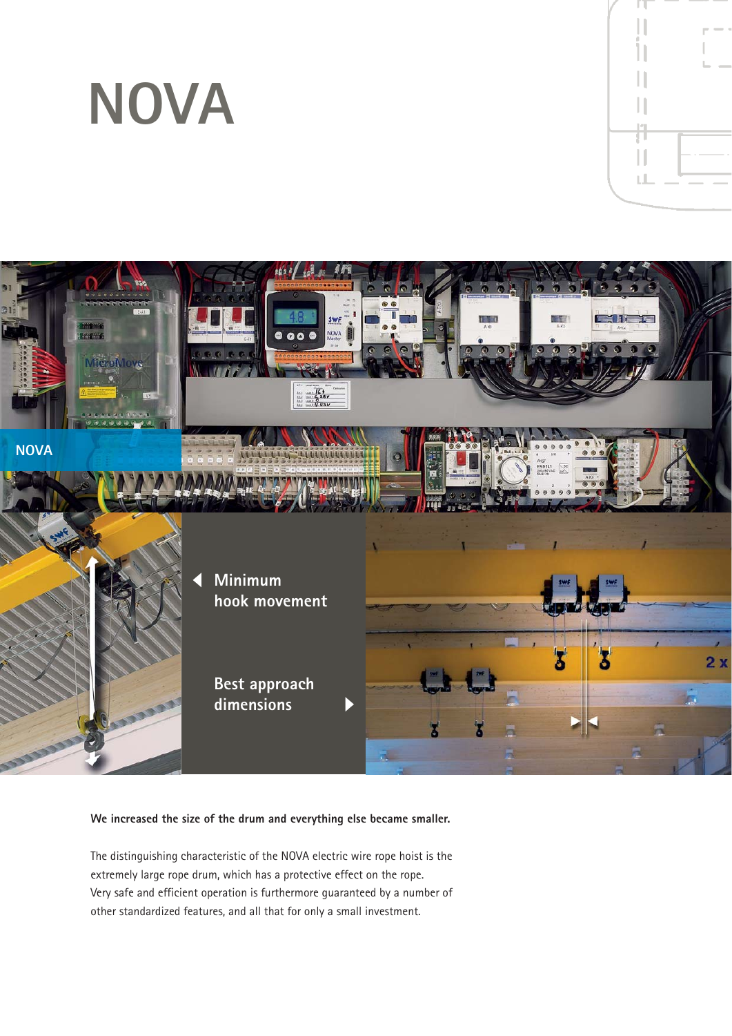# NOVA

NOVA

Minimum hook movement

Best approach dimensions

**We increased the size of the drum and everything else became smaller.**

The distinguishing characteristic of the NOVA electric wire rope hoist is the extremely large rope drum, which has a protective effect on the rope. Very safe and efficient operation is furthermore guaranteed by a number of other standardized features, and all that for only a small investment.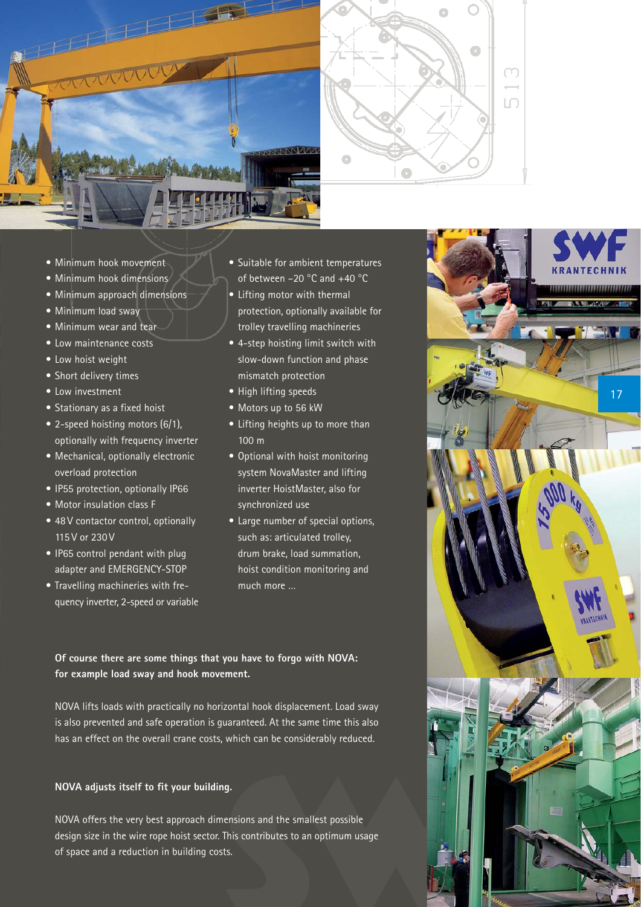- Minimum hook movement
- Minimum hook dimensions
- Minimum approach dimensions
- Minimum load sway
- Minimum wear and tear
- Low maintenance costs
- Low hoist weight
- Short delivery times
- Low investment
- Stationary as a fixed hoist
- 2-speed hoisting motors (6/1), optionally with frequency inverter
- Mechanical, optionally electronic overload protection
- IP55 protection, optionally IP66
- Motor insulation class F
- 48 V contactor control, optionally 115 V or 230 V
- IP65 control pendant with plug adapter and EMERGENCY-STOP
- Travelling machineries with frequency inverter, 2-speed or variable
- Suitable for ambient temperatures of between –20 °C and +40 °C
- Lifting motor with thermal protection, optionally available for trolley travelling machineries
- 4-step hoisting limit switch with slow-down function and phase mismatch protection
- High lifting speeds
- Motors up to 56 kW
- Lifting heights up to more than 100 m
- Optional with hoist monitoring system NovaMaster and lifting inverter HoistMaster, also for synchronized use
- Large number of special options, such as: articulated trolley, drum brake, load summation, hoist condition monitoring and much more ...

**Of course there are some things that you have to forgo with NOVA: for example load sway and hook movement.**

NOVA lifts loads with practically no horizontal hook displacement. Load sway is also prevented and safe operation is guaranteed. At the same time this also has an effect on the overall crane costs, which can be considerably reduced.

**NOVA adjusts itself to fit your building.**

NOVA offers the very best approach dimensions and the smallest possible design size in the wire rope hoist sector. This contributes to an optimum usage of space and a reduction in building costs.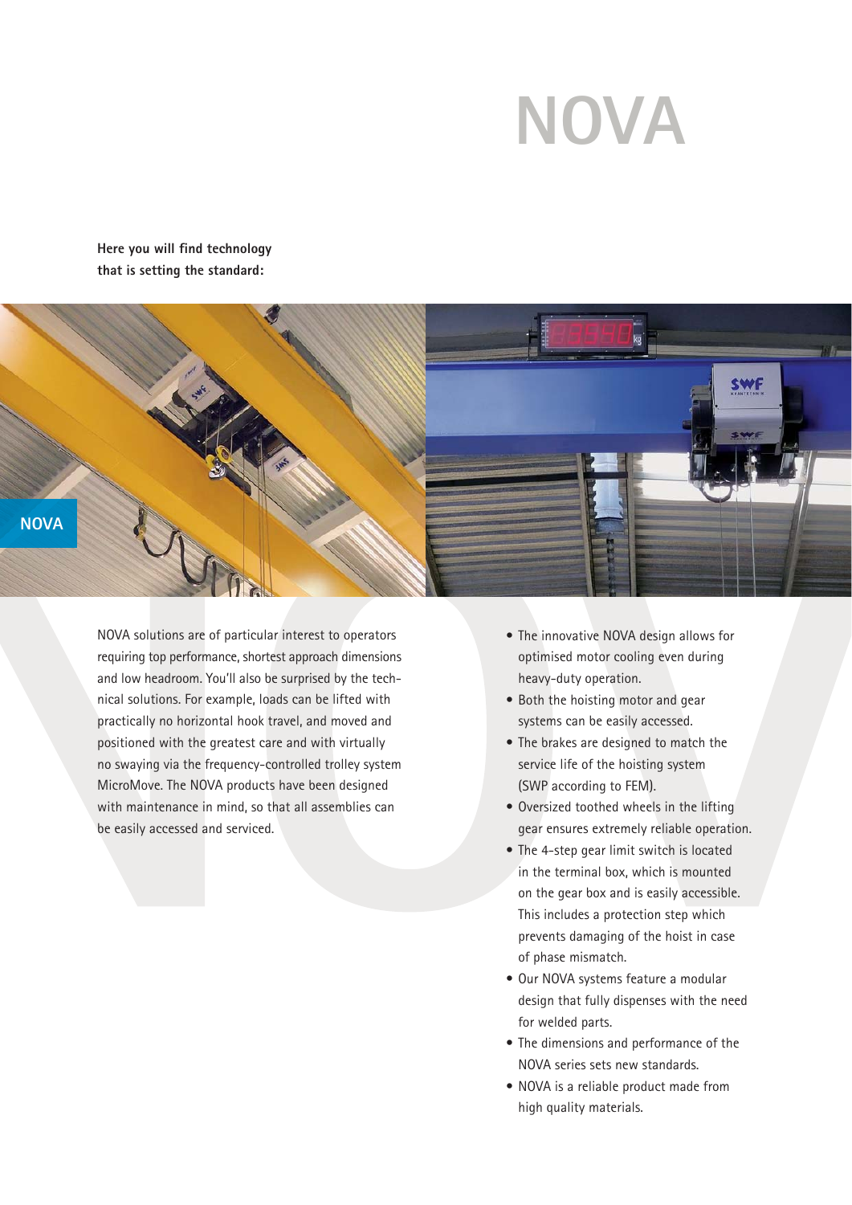# NOVA

**Here you will find technology that is setting the standard:**

NOVA solutions are of particular interest to operators requiring top performance, shortest approach dimensions and low headroom. You'll also be surprised by the technical solutions. For example, loads can be lifted with practically no horizontal hook travel, and moved and positioned with the greatest care and with virtually no swaying via the frequency-controlled trolley system MicroMove. The NOVA products have been designed with maintenance in mind, so that all assemblies can be easily accessed and serviced.

- The innovative NOVA design allows for optimised motor cooling even during heavy-duty operation.
- Both the hoisting motor and gear systems can be easily accessed.
- The brakes are designed to match the service life of the hoisting system (SWP according to FEM).
- Oversized toothed wheels in the lifting gear ensures extremely reliable operation.
- The 4-step gear limit switch is located in the terminal box, which is mounted on the gear box and is easily accessible. This includes a protection step which prevents damaging of the hoist in case of phase mismatch.
- Our NOVA systems feature a modular design that fully dispenses with the need for welded parts.
- The dimensions and performance of the NOVA series sets new standards.
- NOVA is a reliable product made from high quality materials.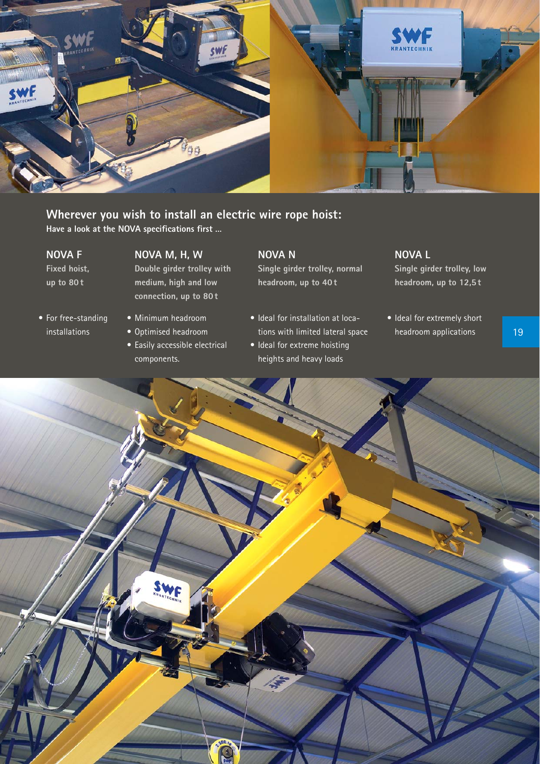## Wherever you wish to install an electric wire rope hoist:

**Have a look at the NOVA specifications first ...**

### NOVA F

**Fixed hoist, up to 80 t**

- For free-standing installations

### NOVA M, H, W

**Double girder trolley with medium, high and low connection, up to 80 t**

- Minimum headroom
- Optimised headroom
- Easily accessible electrical components.

### NOVA N

**Single girder trolley, normal headroom, up to 40 t**

- Ideal for installation at locations with limited lateral space
- Ideal for extreme hoisting heights and heavy loads

### NOVA L

**Single girder trolley, low headroom, up to 12,5 t**

- Ideal for extremely short headroom applications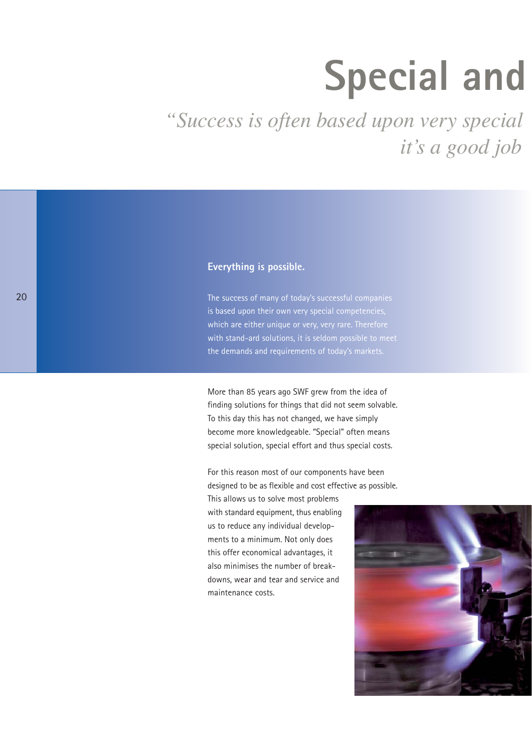# Special and

*"Success is often based upon very special it's a good job*

**Everything is possible.**

The success of many of today's successful companies is based upon their own very special competencies, which are either unique or very, very rare. Therefore with stand-ard solutions, it is seldom possible to meet the demands and requirements of today's markets.

More than 85 years ago SWF grew from the idea of finding solutions for things that did not seem solvable. To this day this has not changed, we have simply become more knowledgeable. "Special" often means special solution, special effort and thus special costs.

For this reason most of our components have been designed to be as flexible and cost effective as possible. This allows us to solve most problems with standard equipment, thus enabling us to reduce any individual develop-ments to a minimum. Not only does this offer economical advantages, it also minimises the number of break-downs, wear and tear and service and maintenance costs.